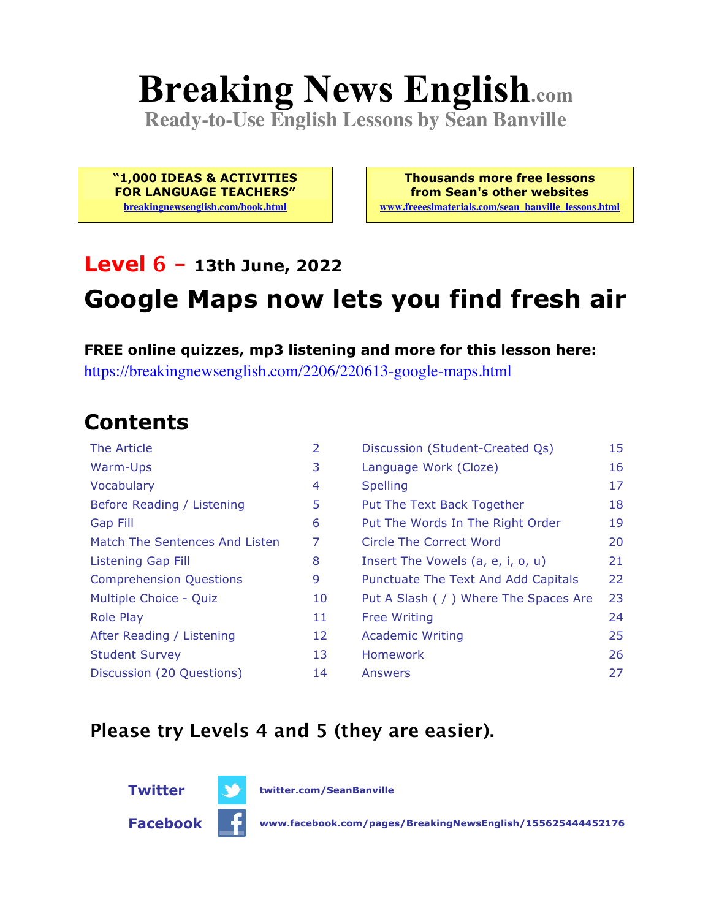# Breaking News English.com

**Ready-to-Use English Lessons by Sean Banville**

**"1,000 IDEAS & ACTIVITIES FOR LANGUAGE TEACHERS"**
breakingnewsenglish.com/book.html

**Thousands more free lessons from Sean's other websites**
www.freeeslmaterials.com/sean_banville_lessons.html

## Level 6 – 13th June, 2022

# Google Maps now lets you find fresh air

**FREE online quizzes, mp3 listening and more for this lesson here:**
https://breakingnewsenglish.com/2206/220613-google-maps.html

## Contents

| | | | |
|---|---|---|---|
| The Article | 2 | Discussion (Student-Created Qs) | 15 |
| Warm-Ups | 3 | Language Work (Cloze) | 16 |
| Vocabulary | 4 | Spelling | 17 |
| Before Reading / Listening | 5 | Put The Text Back Together | 18 |
| Gap Fill | 6 | Put The Words In The Right Order | 19 |
| Match The Sentences And Listen | 7 | Circle The Correct Word | 20 |
| Listening Gap Fill | 8 | Insert The Vowels (a, e, i, o, u) | 21 |
| Comprehension Questions | 9 | Punctuate The Text And Add Capitals | 22 |
| Multiple Choice - Quiz | 10 | Put A Slash ( / ) Where The Spaces Are | 23 |
| Role Play | 11 | Free Writing | 24 |
| After Reading / Listening | 12 | Academic Writing | 25 |
| Student Survey | 13 | Homework | 26 |
| Discussion (20 Questions) | 14 | Answers | 27 |

**Please try Levels 4 and 5 (they are easier).**

**Twitter** twitter.com/SeanBanville

**Facebook** www.facebook.com/pages/BreakingNewsEnglish/155625444452176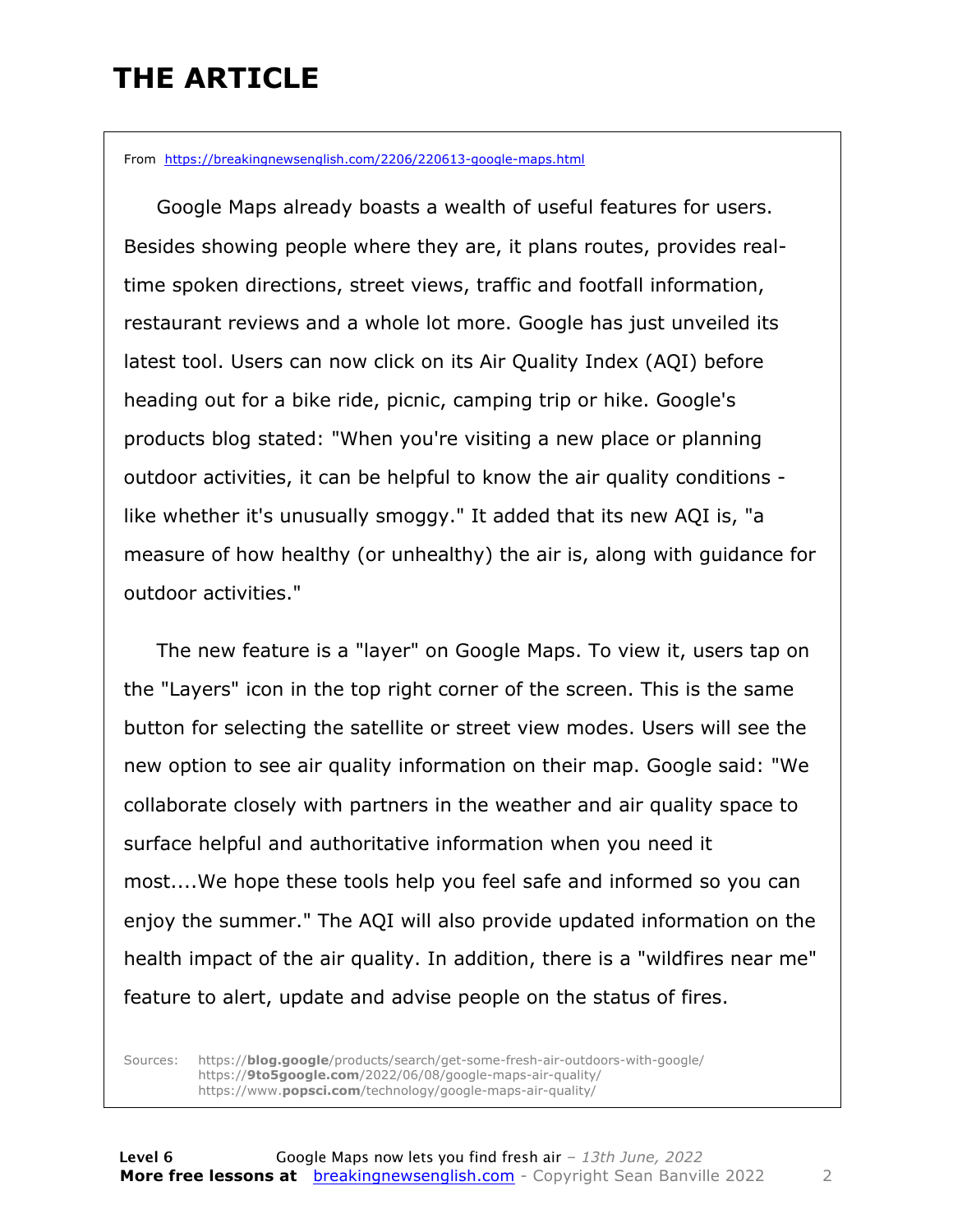# THE ARTICLE

From https://breakingnewsenglish.com/2206/220613-google-maps.html

Google Maps already boasts a wealth of useful features for users. Besides showing people where they are, it plans routes, provides real-time spoken directions, street views, traffic and footfall information, restaurant reviews and a whole lot more. Google has just unveiled its latest tool. Users can now click on its Air Quality Index (AQI) before heading out for a bike ride, picnic, camping trip or hike. Google's products blog stated: "When you're visiting a new place or planning outdoor activities, it can be helpful to know the air quality conditions - like whether it's unusually smoggy." It added that its new AQI is, "a measure of how healthy (or unhealthy) the air is, along with guidance for outdoor activities."

The new feature is a "layer" on Google Maps. To view it, users tap on the "Layers" icon in the top right corner of the screen. This is the same button for selecting the satellite or street view modes. Users will see the new option to see air quality information on their map. Google said: "We collaborate closely with partners in the weather and air quality space to surface helpful and authoritative information when you need it most....We hope these tools help you feel safe and informed so you can enjoy the summer." The AQI will also provide updated information on the health impact of the air quality. In addition, there is a "wildfires near me" feature to alert, update and advise people on the status of fires.

Sources:
https://**blog.google**/products/search/get-some-fresh-air-outdoors-with-google/
https://**9to5google.com**/2022/06/08/google-maps-air-quality/
https://www.**popsci.com**/technology/google-maps-air-quality/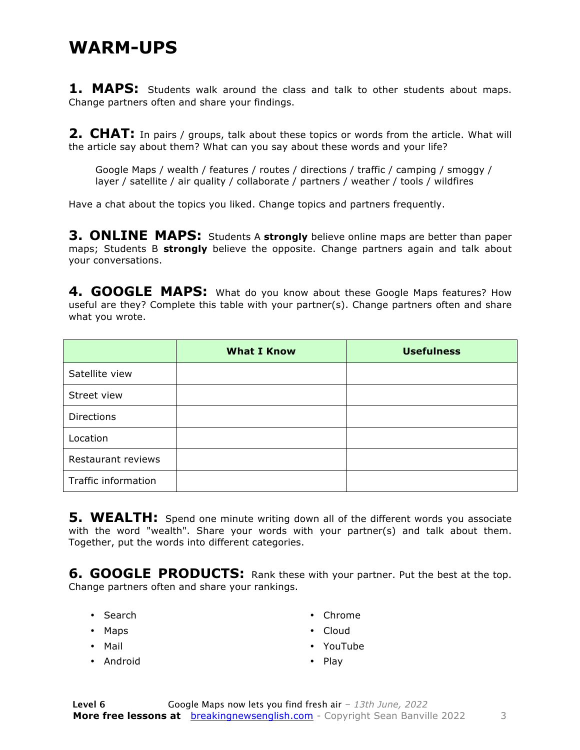# WARM-UPS

**1. MAPS:** Students walk around the class and talk to other students about maps. Change partners often and share your findings.

**2. CHAT:** In pairs / groups, talk about these topics or words from the article. What will the article say about them? What can you say about these words and your life?

> Google Maps / wealth / features / routes / directions / traffic / camping / smoggy / layer / satellite / air quality / collaborate / partners / weather / tools / wildfires

Have a chat about the topics you liked. Change topics and partners frequently.

**3. ONLINE MAPS:** Students A **strongly** believe online maps are better than paper maps; Students B **strongly** believe the opposite. Change partners again and talk about your conversations.

**4. GOOGLE MAPS:** What do you know about these Google Maps features? How useful are they? Complete this table with your partner(s). Change partners often and share what you wrote.

| | What I Know | Usefulness |
|---|---|---|
| Satellite view | | |
| Street view | | |
| Directions | | |
| Location | | |
| Restaurant reviews | | |
| Traffic information | | |

**5. WEALTH:** Spend one minute writing down all of the different words you associate with the word "wealth". Share your words with your partner(s) and talk about them. Together, put the words into different categories.

**6. GOOGLE PRODUCTS:** Rank these with your partner. Put the best at the top. Change partners often and share your rankings.

- Search
- Maps
- Mail
- Android
- Chrome
- Cloud
- YouTube
- Play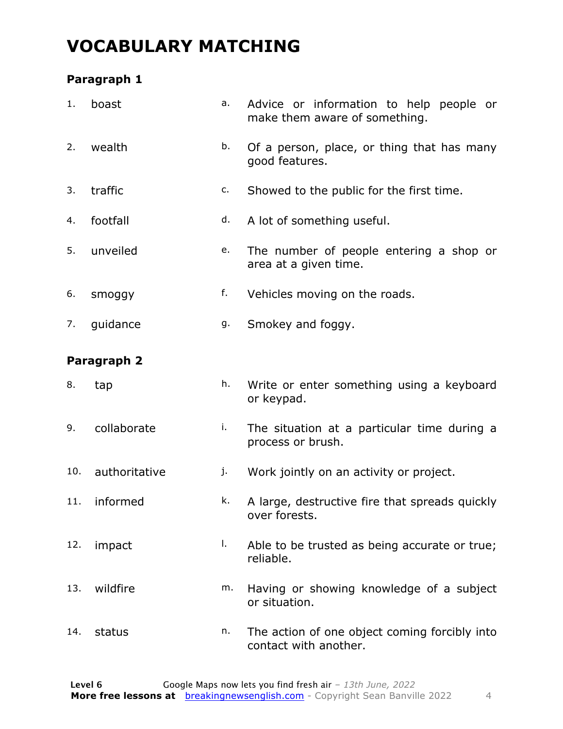# VOCABULARY MATCHING

### Paragraph 1

| | | | |
|---|---|---|---|
| 1. | boast | a. | Advice or information to help people or make them aware of something. |
| 2. | wealth | b. | Of a person, place, or thing that has many good features. |
| 3. | traffic | c. | Showed to the public for the first time. |
| 4. | footfall | d. | A lot of something useful. |
| 5. | unveiled | e. | The number of people entering a shop or area at a given time. |
| 6. | smoggy | f. | Vehicles moving on the roads. |
| 7. | guidance | g. | Smokey and foggy. |

### Paragraph 2

| | | | |
|---|---|---|---|
| 8. | tap | h. | Write or enter something using a keyboard or keypad. |
| 9. | collaborate | i. | The situation at a particular time during a process or brush. |
| 10. | authoritative | j. | Work jointly on an activity or project. |
| 11. | informed | k. | A large, destructive fire that spreads quickly over forests. |
| 12. | impact | l. | Able to be trusted as being accurate or true; reliable. |
| 13. | wildfire | m. | Having or showing knowledge of a subject or situation. |
| 14. | status | n. | The action of one object coming forcibly into contact with another. |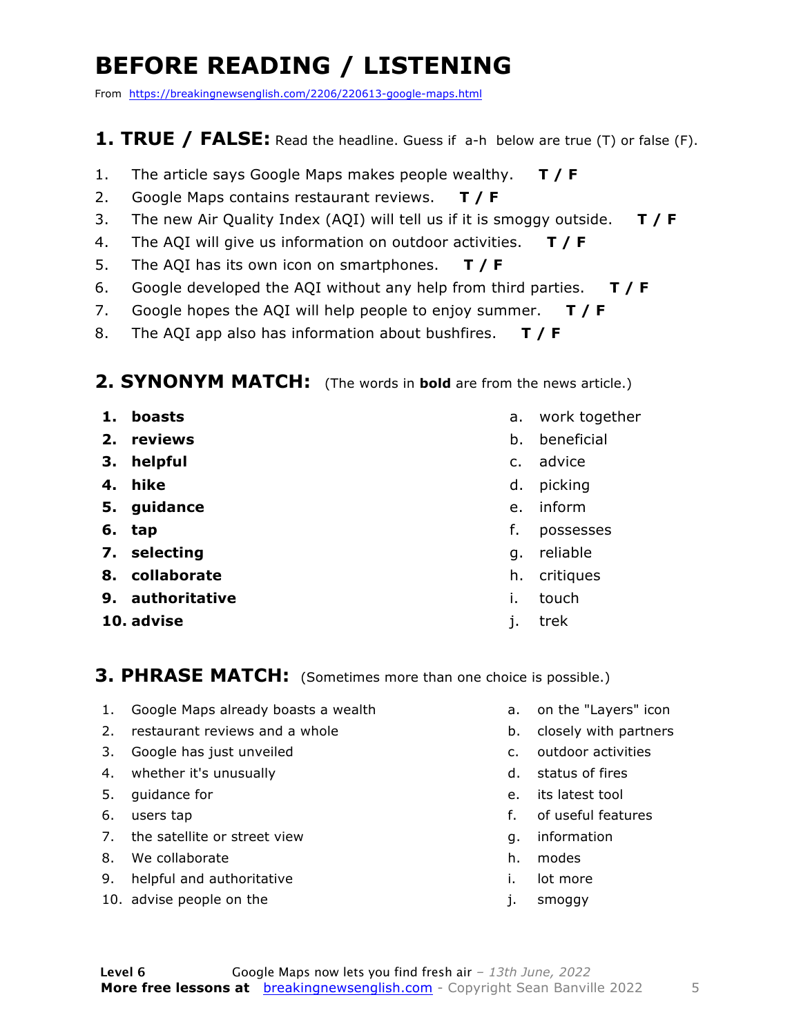# BEFORE READING / LISTENING

From https://breakingnewsenglish.com/2206/220613-google-maps.html

## 1. TRUE / FALSE: Read the headline. Guess if a-h below are true (T) or false (F).

1. The article says Google Maps makes people wealthy. **T / F**
2. Google Maps contains restaurant reviews. **T / F**
3. The new Air Quality Index (AQI) will tell us if it is smoggy outside. **T / F**
4. The AQI will give us information on outdoor activities. **T / F**
5. The AQI has its own icon on smartphones. **T / F**
6. Google developed the AQI without any help from third parties. **T / F**
7. Google hopes the AQI will help people to enjoy summer. **T / F**
8. The AQI app also has information about bushfires. **T / F**

## 2. SYNONYM MATCH: (The words in **bold** are from the news article.)

1. **boasts**
2. **reviews**
3. **helpful**
4. **hike**
5. **guidance**
6. **tap**
7. **selecting**
8. **collaborate**
9. **authoritative**
10. **advise**

a. work together
b. beneficial
c. advice
d. picking
e. inform
f. possesses
g. reliable
h. critiques
i. touch
j. trek

## 3. PHRASE MATCH: (Sometimes more than one choice is possible.)

1. Google Maps already boasts a wealth
2. restaurant reviews and a whole
3. Google has just unveiled
4. whether it's unusually
5. guidance for
6. users tap
7. the satellite or street view
8. We collaborate
9. helpful and authoritative
10. advise people on the

a. on the "Layers" icon
b. closely with partners
c. outdoor activities
d. status of fires
e. its latest tool
f. of useful features
g. information
h. modes
i. lot more
j. smoggy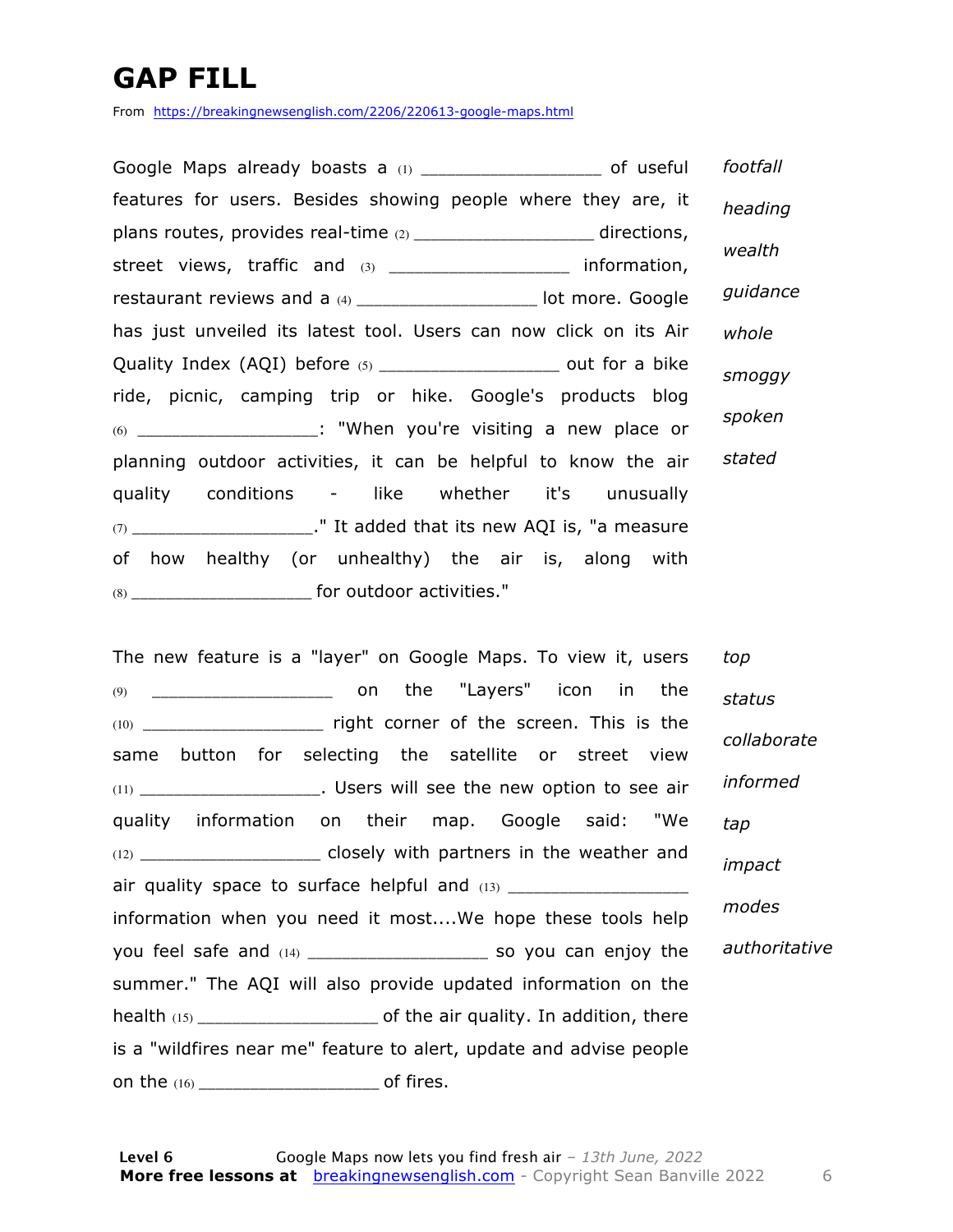# GAP FILL

From https://breakingnewsenglish.com/2206/220613-google-maps.html

Google Maps already boasts a (1) ________________ of useful features for users. Besides showing people where they are, it plans routes, provides real-time (2) ________________ directions, street views, traffic and (3) ________________ information, restaurant reviews and a (4) ________________ lot more. Google has just unveiled its latest tool. Users can now click on its Air Quality Index (AQI) before (5) ________________ out for a bike ride, picnic, camping trip or hike. Google's products blog (6) ________________: "When you're visiting a new place or planning outdoor activities, it can be helpful to know the air quality conditions - like whether it's unusually (7) ________________." It added that its new AQI is, "a measure of how healthy (or unhealthy) the air is, along with (8) ________________ for outdoor activities."

*footfall*
*heading*
*wealth*
*guidance*
*whole*
*smoggy*
*spoken*
*stated*

The new feature is a "layer" on Google Maps. To view it, users (9) ________________ on the "Layers" icon in the (10) ________________ right corner of the screen. This is the same button for selecting the satellite or street view (11) ________________. Users will see the new option to see air quality information on their map. Google said: "We (12) ________________ closely with partners in the weather and air quality space to surface helpful and (13) ________________ information when you need it most....We hope these tools help you feel safe and (14) ________________ so you can enjoy the summer." The AQI will also provide updated information on the health (15) ________________ of the air quality. In addition, there is a "wildfires near me" feature to alert, update and advise people on the (16) ________________ of fires.

*top*
*status*
*collaborate*
*informed*
*tap*
*impact*
*modes*
*authoritative*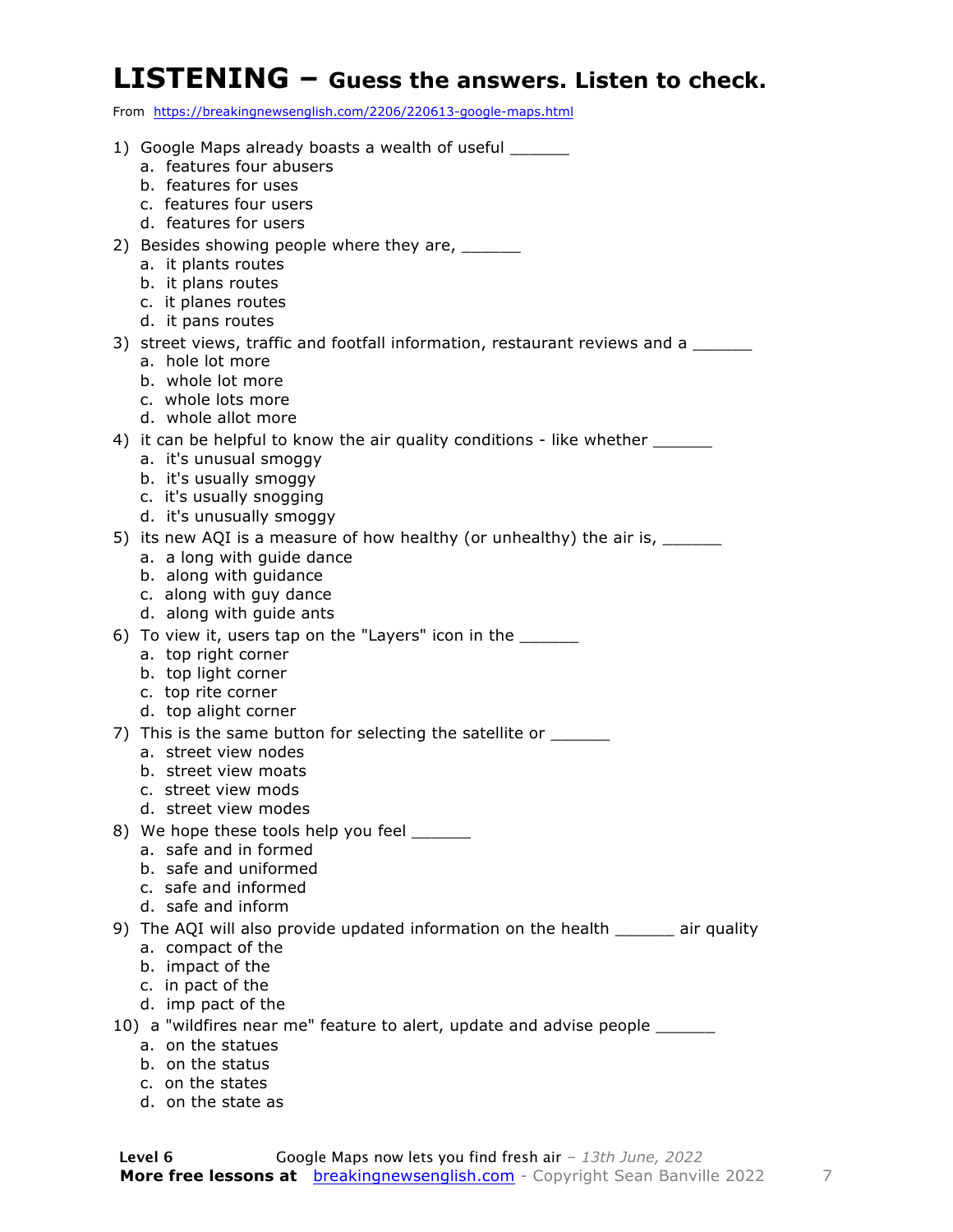# LISTENING – Guess the answers. Listen to check.

From https://breakingnewsenglish.com/2206/220613-google-maps.html

1) Google Maps already boasts a wealth of useful ______
   a. features four abusers
   b. features for uses
   c. features four users
   d. features for users

2) Besides showing people where they are, ______
   a. it plants routes
   b. it plans routes
   c. it planes routes
   d. it pans routes

3) street views, traffic and footfall information, restaurant reviews and a ______
   a. hole lot more
   b. whole lot more
   c. whole lots more
   d. whole allot more

4) it can be helpful to know the air quality conditions - like whether ______
   a. it's unusual smoggy
   b. it's usually smoggy
   c. it's usually snogging
   d. it's unusually smoggy

5) its new AQI is a measure of how healthy (or unhealthy) the air is, ______
   a. a long with guide dance
   b. along with guidance
   c. along with guy dance
   d. along with guide ants

6) To view it, users tap on the "Layers" icon in the ______
   a. top right corner
   b. top light corner
   c. top rite corner
   d. top alight corner

7) This is the same button for selecting the satellite or ______
   a. street view nodes
   b. street view moats
   c. street view mods
   d. street view modes

8) We hope these tools help you feel ______
   a. safe and in formed
   b. safe and uniformed
   c. safe and informed
   d. safe and inform

9) The AQI will also provide updated information on the health ______ air quality
   a. compact of the
   b. impact of the
   c. in pact of the
   d. imp pact of the

10) a "wildfires near me" feature to alert, update and advise people ______
   a. on the statues
   b. on the status
   c. on the states
   d. on the state as

**Level 6** Google Maps now lets you find fresh air – *13th June, 2022*
**More free lessons at** breakingnewsenglish.com - Copyright Sean Banville 2022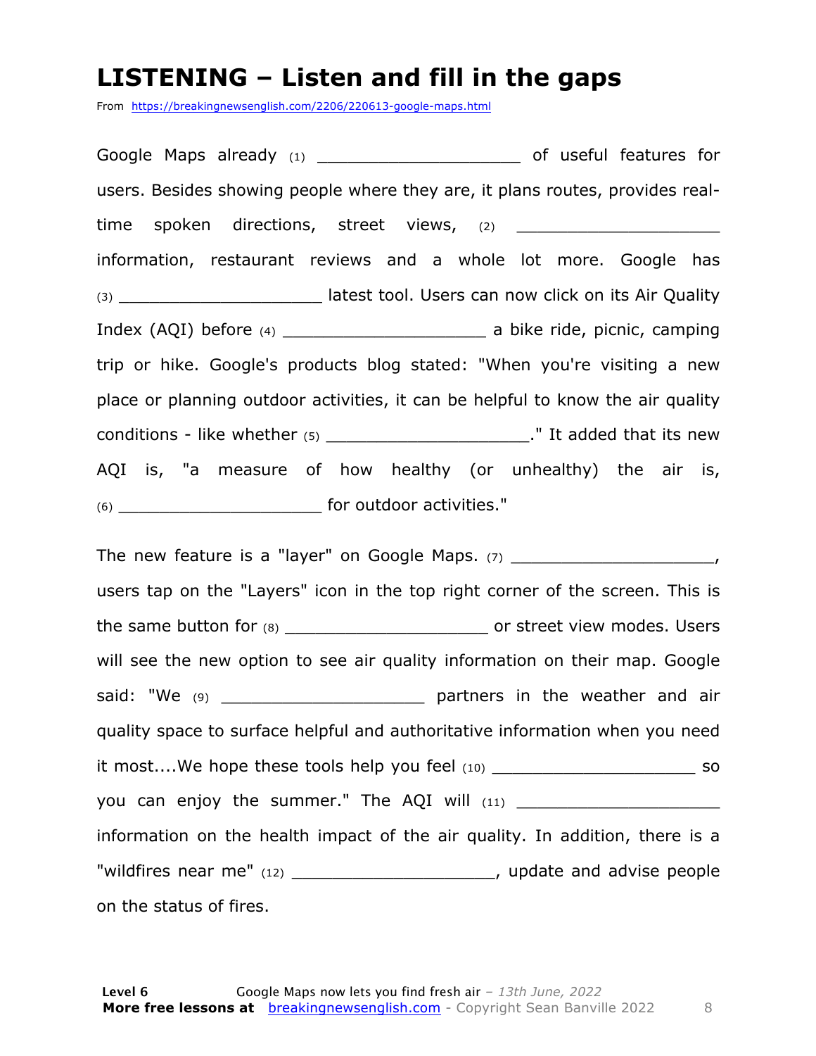# LISTENING – Listen and fill in the gaps

From https://breakingnewsenglish.com/2206/220613-google-maps.html

Google Maps already (1) ____________________ of useful features for users. Besides showing people where they are, it plans routes, provides real-time spoken directions, street views, (2) ____________________ information, restaurant reviews and a whole lot more. Google has (3) ____________________ latest tool. Users can now click on its Air Quality Index (AQI) before (4) ____________________ a bike ride, picnic, camping trip or hike. Google's products blog stated: "When you're visiting a new place or planning outdoor activities, it can be helpful to know the air quality conditions - like whether (5) ____________________." It added that its new AQI is, "a measure of how healthy (or unhealthy) the air is, (6) ____________________ for outdoor activities."

The new feature is a "layer" on Google Maps. (7) ____________________, users tap on the "Layers" icon in the top right corner of the screen. This is the same button for (8) ____________________ or street view modes. Users will see the new option to see air quality information on their map. Google said: "We (9) ____________________ partners in the weather and air quality space to surface helpful and authoritative information when you need it most....We hope these tools help you feel (10) ____________________ so you can enjoy the summer." The AQI will (11) ____________________ information on the health impact of the air quality. In addition, there is a "wildfires near me" (12) ____________________, update and advise people on the status of fires.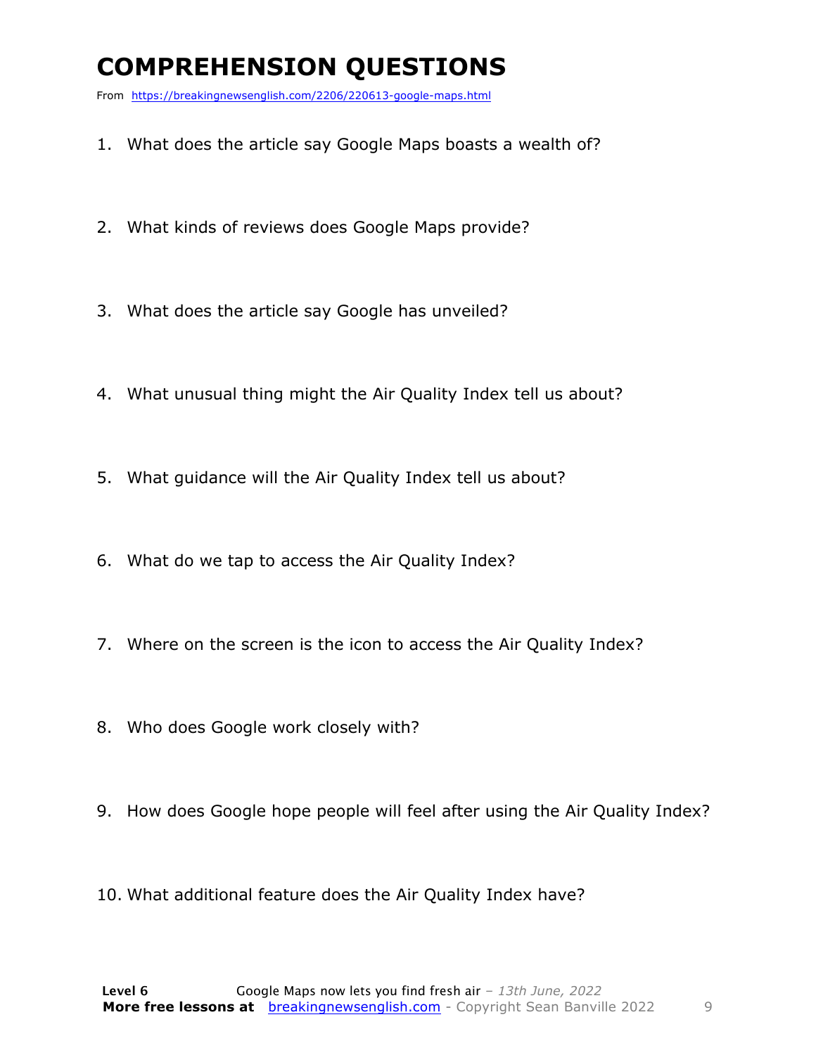# COMPREHENSION QUESTIONS

From https://breakingnewsenglish.com/2206/220613-google-maps.html

1. What does the article say Google Maps boasts a wealth of?
2. What kinds of reviews does Google Maps provide?
3. What does the article say Google has unveiled?
4. What unusual thing might the Air Quality Index tell us about?
5. What guidance will the Air Quality Index tell us about?
6. What do we tap to access the Air Quality Index?
7. Where on the screen is the icon to access the Air Quality Index?
8. Who does Google work closely with?
9. How does Google hope people will feel after using the Air Quality Index?
10. What additional feature does the Air Quality Index have?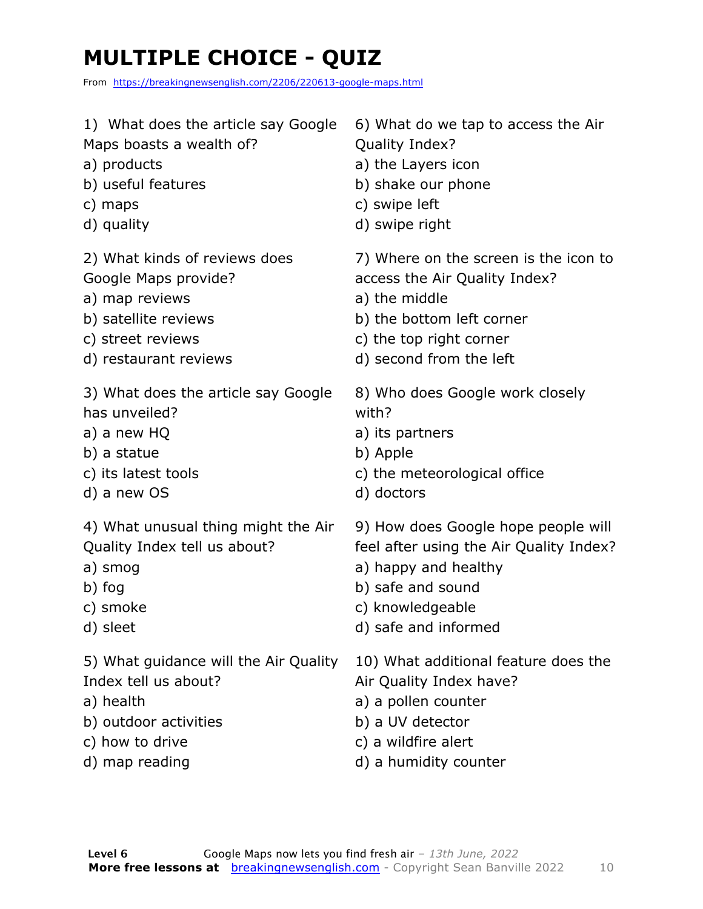# MULTIPLE CHOICE - QUIZ

From https://breakingnewsenglish.com/2206/220613-google-maps.html

1) What does the article say Google Maps boasts a wealth of?
a) products
b) useful features
c) maps
d) quality

2) What kinds of reviews does Google Maps provide?
a) map reviews
b) satellite reviews
c) street reviews
d) restaurant reviews

3) What does the article say Google has unveiled?
a) a new HQ
b) a statue
c) its latest tools
d) a new OS

4) What unusual thing might the Air Quality Index tell us about?
a) smog
b) fog
c) smoke
d) sleet

5) What guidance will the Air Quality Index tell us about?
a) health
b) outdoor activities
c) how to drive
d) map reading

6) What do we tap to access the Air Quality Index?
a) the Layers icon
b) shake our phone
c) swipe left
d) swipe right

7) Where on the screen is the icon to access the Air Quality Index?
a) the middle
b) the bottom left corner
c) the top right corner
d) second from the left

8) Who does Google work closely with?
a) its partners
b) Apple
c) the meteorological office
d) doctors

9) How does Google hope people will feel after using the Air Quality Index?
a) happy and healthy
b) safe and sound
c) knowledgeable
d) safe and informed

10) What additional feature does the Air Quality Index have?
a) a pollen counter
b) a UV detector
c) a wildfire alert
d) a humidity counter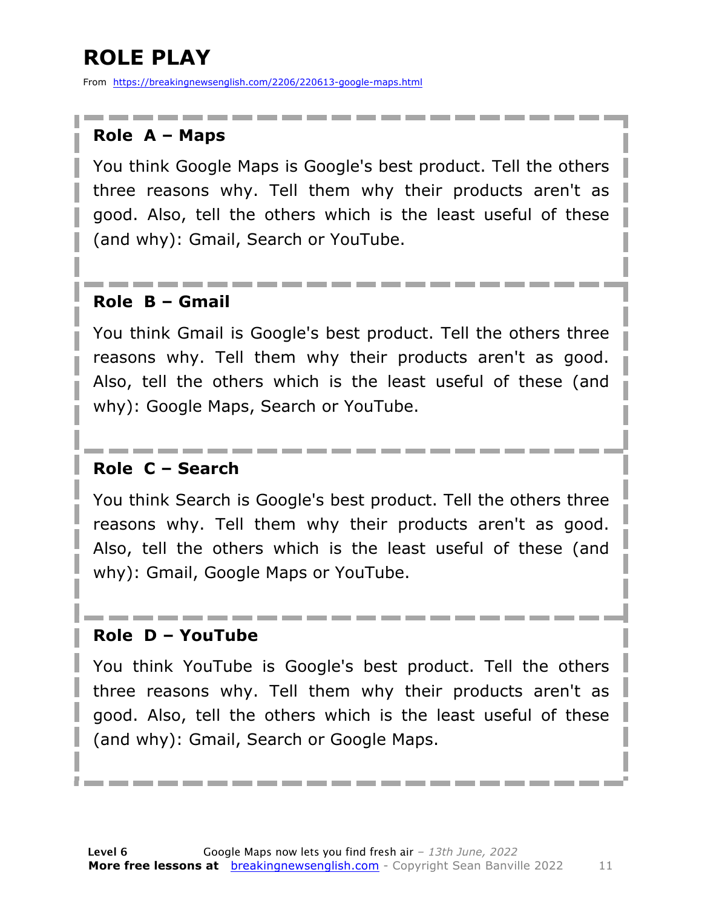# ROLE PLAY

From https://breakingnewsenglish.com/2206/220613-google-maps.html

### Role A – Maps

You think Google Maps is Google's best product. Tell the others three reasons why. Tell them why their products aren't as good. Also, tell the others which is the least useful of these (and why): Gmail, Search or YouTube.

### Role B – Gmail

You think Gmail is Google's best product. Tell the others three reasons why. Tell them why their products aren't as good. Also, tell the others which is the least useful of these (and why): Google Maps, Search or YouTube.

### Role C – Search

You think Search is Google's best product. Tell the others three reasons why. Tell them why their products aren't as good. Also, tell the others which is the least useful of these (and why): Gmail, Google Maps or YouTube.

### Role D – YouTube

You think YouTube is Google's best product. Tell the others three reasons why. Tell them why their products aren't as good. Also, tell the others which is the least useful of these (and why): Gmail, Search or Google Maps.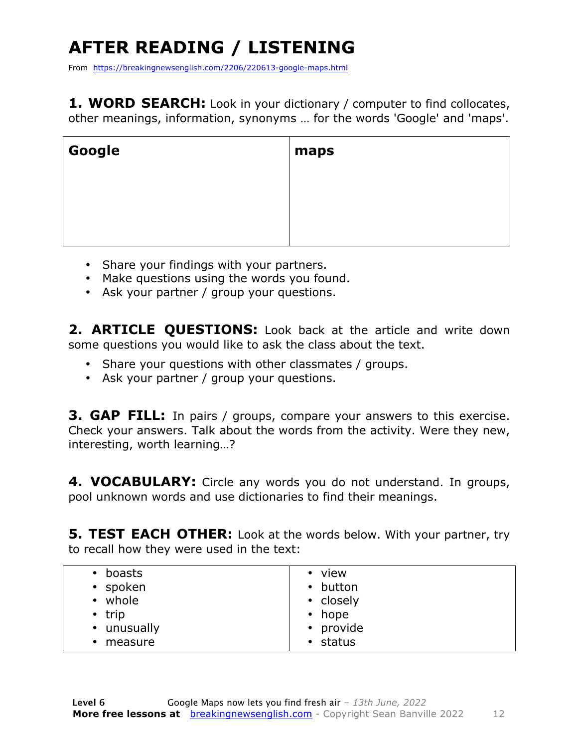# AFTER READING / LISTENING

From https://breakingnewsenglish.com/2206/220613-google-maps.html

**1. WORD SEARCH:** Look in your dictionary / computer to find collocates, other meanings, information, synonyms … for the words 'Google' and 'maps'.

| **Google** | **maps** |
|---|---|
| | |

- Share your findings with your partners.
- Make questions using the words you found.
- Ask your partner / group your questions.

**2. ARTICLE QUESTIONS:** Look back at the article and write down some questions you would like to ask the class about the text.

- Share your questions with other classmates / groups.
- Ask your partner / group your questions.

**3. GAP FILL:** In pairs / groups, compare your answers to this exercise. Check your answers. Talk about the words from the activity. Were they new, interesting, worth learning…?

**4. VOCABULARY:** Circle any words you do not understand. In groups, pool unknown words and use dictionaries to find their meanings.

**5. TEST EACH OTHER:** Look at the words below. With your partner, try to recall how they were used in the text:

| | |
|---|---|
| • boasts | • view |
| • spoken | • button |
| • whole | • closely |
| • trip | • hope |
| • unusually | • provide |
| • measure | • status |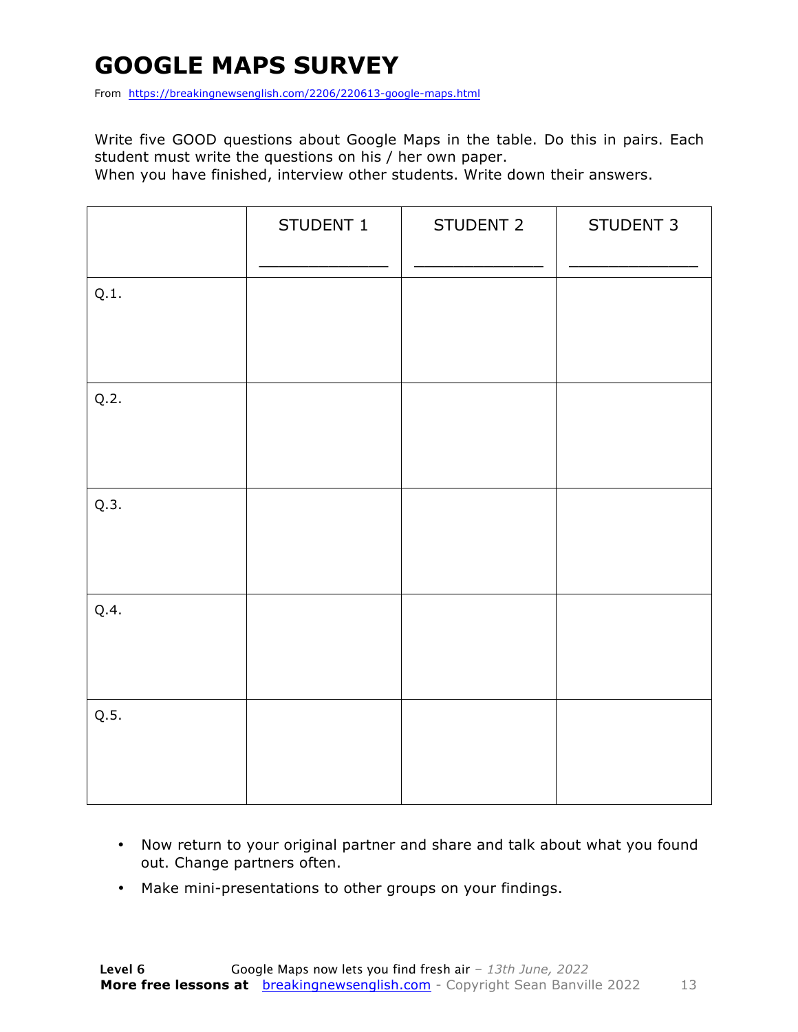# GOOGLE MAPS SURVEY

From https://breakingnewsenglish.com/2206/220613-google-maps.html

Write five GOOD questions about Google Maps in the table. Do this in pairs. Each student must write the questions on his / her own paper.

When you have finished, interview other students. Write down their answers.

| | STUDENT 1<br>_____________ | STUDENT 2<br>_____________ | STUDENT 3<br>_____________ |
|---|---|---|---|
| Q.1. | | | |
| Q.2. | | | |
| Q.3. | | | |
| Q.4. | | | |
| Q.5. | | | |

- Now return to your original partner and share and talk about what you found out. Change partners often.
- Make mini-presentations to other groups on your findings.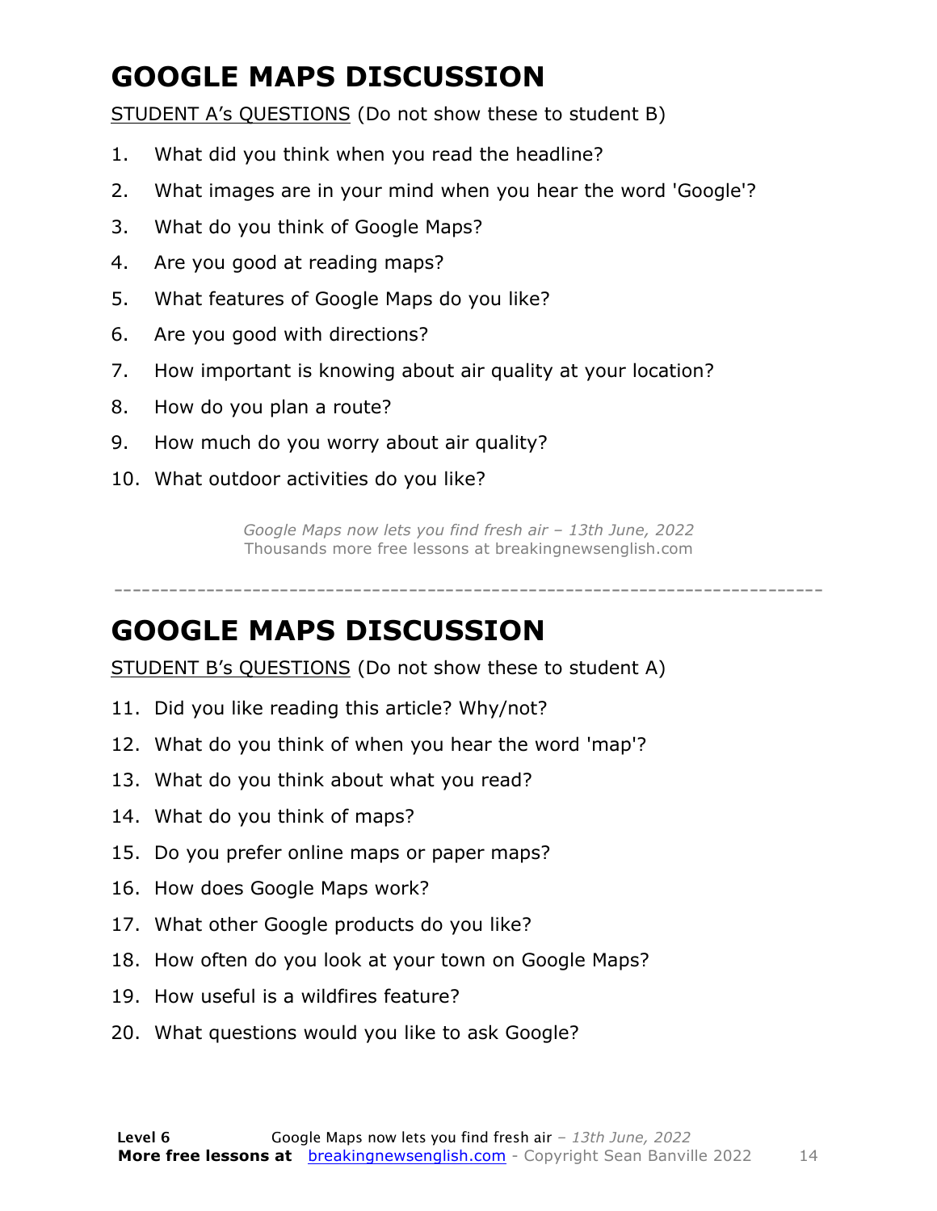# GOOGLE MAPS DISCUSSION

STUDENT A's QUESTIONS (Do not show these to student B)

1. What did you think when you read the headline?
2. What images are in your mind when you hear the word 'Google'?
3. What do you think of Google Maps?
4. Are you good at reading maps?
5. What features of Google Maps do you like?
6. Are you good with directions?
7. How important is knowing about air quality at your location?
8. How do you plan a route?
9. How much do you worry about air quality?
10. What outdoor activities do you like?

*Google Maps now lets you find fresh air – 13th June, 2022*
Thousands more free lessons at breakingnewsenglish.com

---

# GOOGLE MAPS DISCUSSION

STUDENT B's QUESTIONS (Do not show these to student A)

11. Did you like reading this article? Why/not?
12. What do you think of when you hear the word 'map'?
13. What do you think about what you read?
14. What do you think of maps?
15. Do you prefer online maps or paper maps?
16. How does Google Maps work?
17. What other Google products do you like?
18. How often do you look at your town on Google Maps?
19. How useful is a wildfires feature?
20. What questions would you like to ask Google?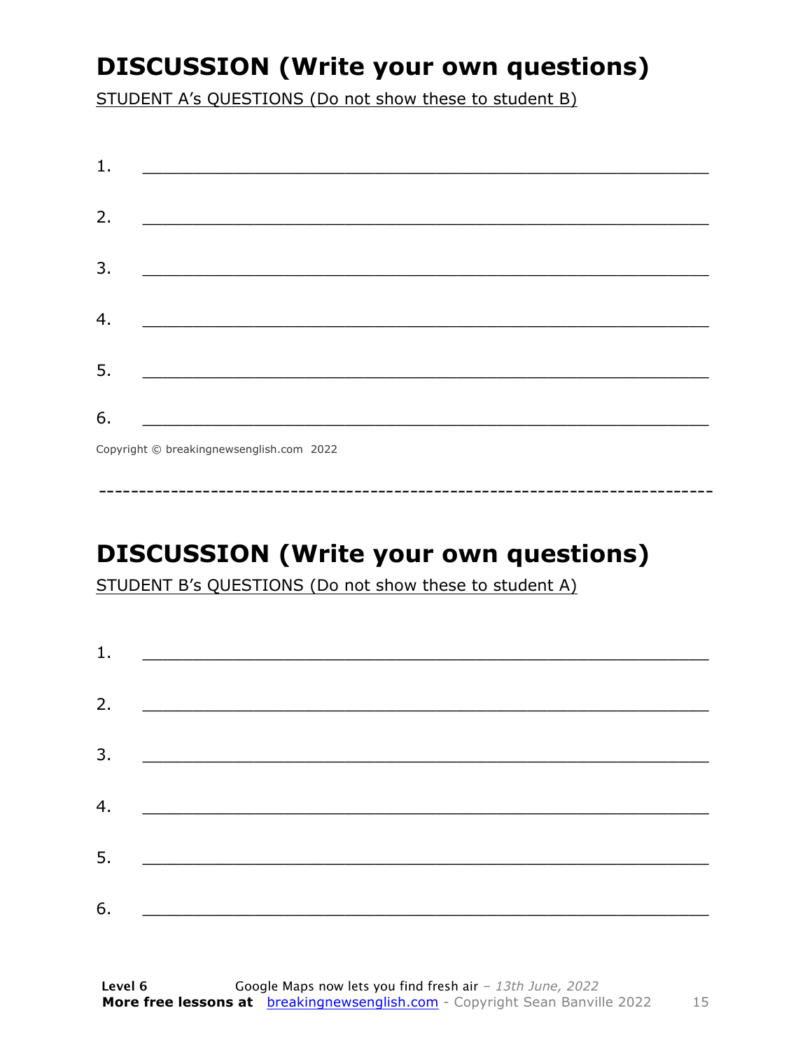## DISCUSSION (Write your own questions)

STUDENT A's QUESTIONS (Do not show these to student B)

1. ___________________________________________________________

2. ___________________________________________________________

3. ___________________________________________________________

4. ___________________________________________________________

5. ___________________________________________________________

6. ___________________________________________________________

Copyright © breakingnewsenglish.com 2022

---

## DISCUSSION (Write your own questions)

STUDENT B's QUESTIONS (Do not show these to student A)

1. ___________________________________________________________

2. ___________________________________________________________

3. ___________________________________________________________

4. ___________________________________________________________

5. ___________________________________________________________

6. ___________________________________________________________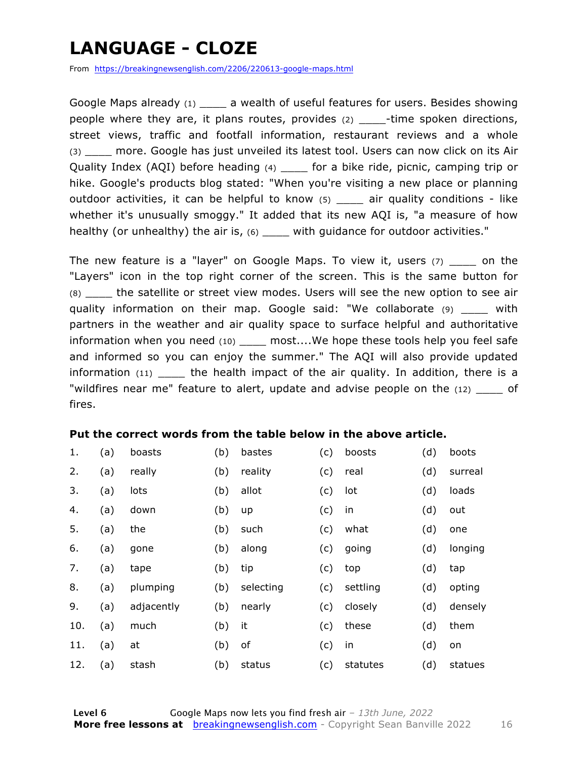# LANGUAGE - CLOZE

From https://breakingnewsenglish.com/2206/220613-google-maps.html

Google Maps already (1) ____ a wealth of useful features for users. Besides showing people where they are, it plans routes, provides (2) ____-time spoken directions, street views, traffic and footfall information, restaurant reviews and a whole (3) ____ more. Google has just unveiled its latest tool. Users can now click on its Air Quality Index (AQI) before heading (4) ____ for a bike ride, picnic, camping trip or hike. Google's products blog stated: "When you're visiting a new place or planning outdoor activities, it can be helpful to know (5) ____ air quality conditions - like whether it's unusually smoggy." It added that its new AQI is, "a measure of how healthy (or unhealthy) the air is, (6) ____ with guidance for outdoor activities."

The new feature is a "layer" on Google Maps. To view it, users (7) ____ on the "Layers" icon in the top right corner of the screen. This is the same button for (8) ____ the satellite or street view modes. Users will see the new option to see air quality information on their map. Google said: "We collaborate (9) ____ with partners in the weather and air quality space to surface helpful and authoritative information when you need (10) ____ most....We hope these tools help you feel safe and informed so you can enjoy the summer." The AQI will also provide updated information (11) ____ the health impact of the air quality. In addition, there is a "wildfires near me" feature to alert, update and advise people on the (12) ____ of fires.

**Put the correct words from the table below in the above article.**

| | | | | | | | | |
|---|---|---|---|---|---|---|---|---|
| 1. | (a) | boasts | (b) | bastes | (c) | boosts | (d) | boots |
| 2. | (a) | really | (b) | reality | (c) | real | (d) | surreal |
| 3. | (a) | lots | (b) | allot | (c) | lot | (d) | loads |
| 4. | (a) | down | (b) | up | (c) | in | (d) | out |
| 5. | (a) | the | (b) | such | (c) | what | (d) | one |
| 6. | (a) | gone | (b) | along | (c) | going | (d) | longing |
| 7. | (a) | tape | (b) | tip | (c) | top | (d) | tap |
| 8. | (a) | plumping | (b) | selecting | (c) | settling | (d) | opting |
| 9. | (a) | adjacently | (b) | nearly | (c) | closely | (d) | densely |
| 10. | (a) | much | (b) | it | (c) | these | (d) | them |
| 11. | (a) | at | (b) | of | (c) | in | (d) | on |
| 12. | (a) | stash | (b) | status | (c) | statutes | (d) | statues |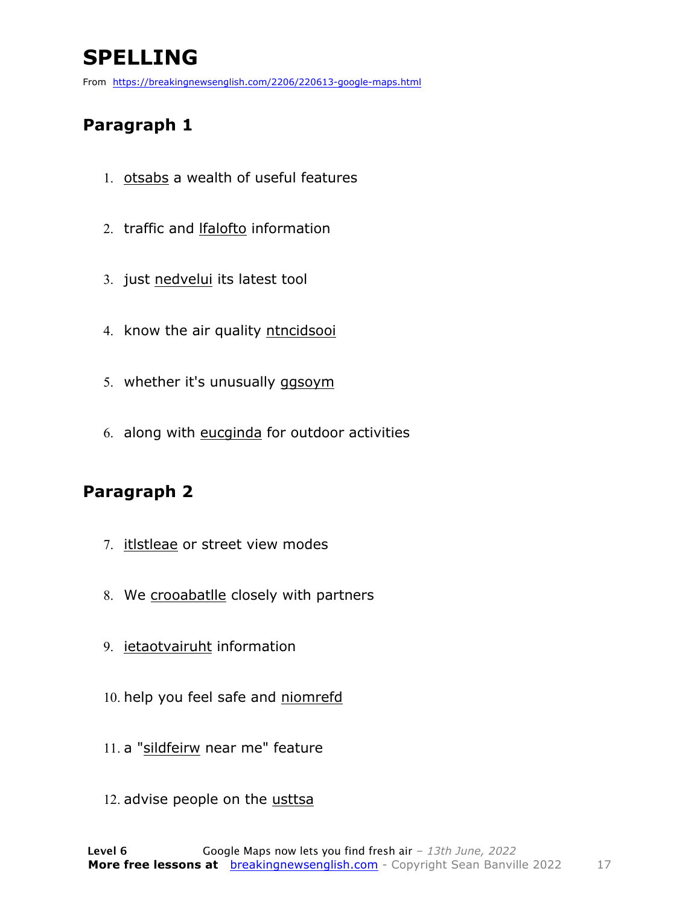# SPELLING

From https://breakingnewsenglish.com/2206/220613-google-maps.html

## Paragraph 1

1. otsabs a wealth of useful features
2. traffic and lfalofto information
3. just nedvelui its latest tool
4. know the air quality ntncidsooi
5. whether it's unusually ggsoym
6. along with eucginda for outdoor activities

## Paragraph 2

7. itlstleae or street view modes
8. We crooabatlle closely with partners
9. ietaotvairuht information
10. help you feel safe and niomrefd
11. a "sildfeirw near me" feature
12. advise people on the usttsa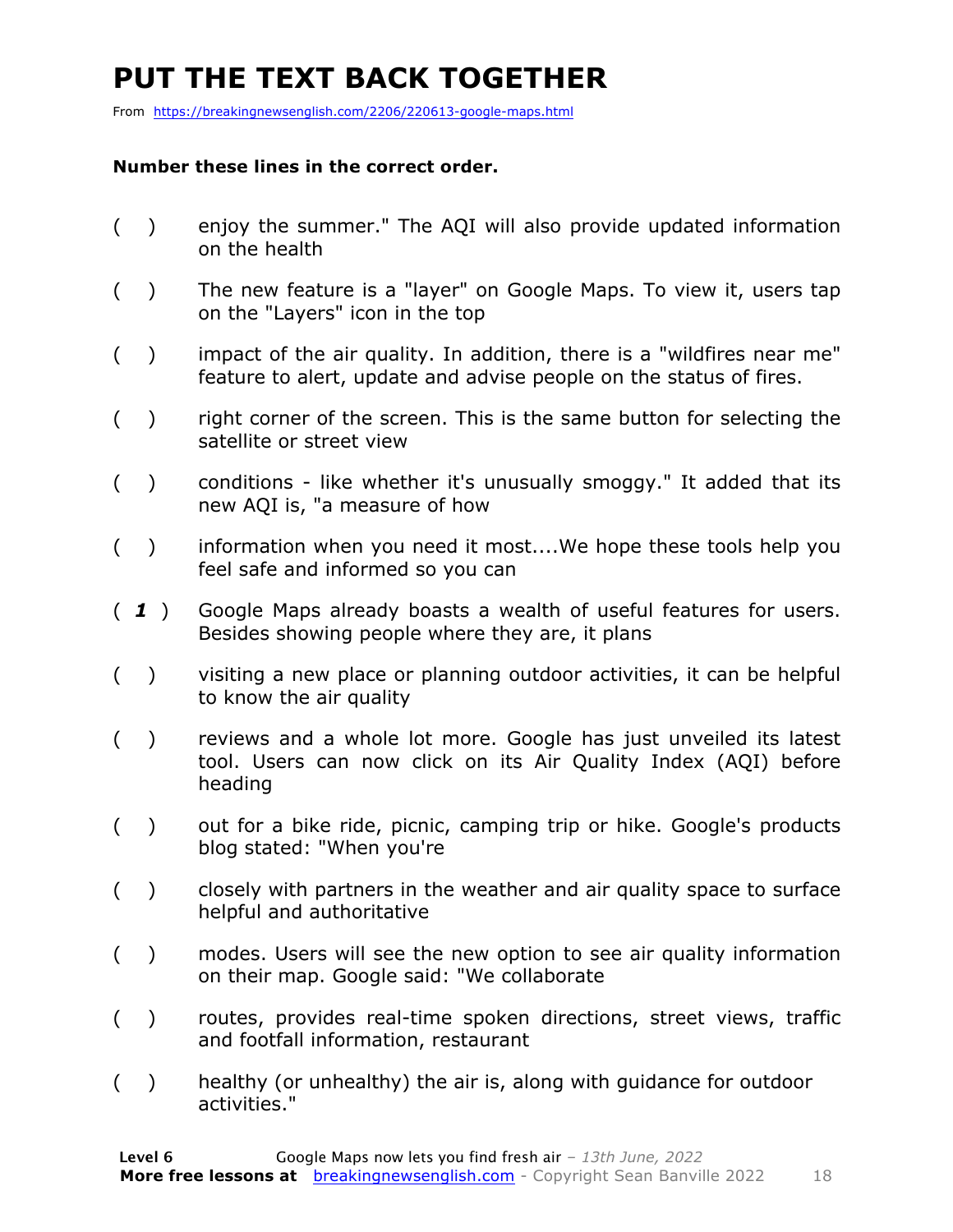# PUT THE TEXT BACK TOGETHER

From https://breakingnewsenglish.com/2206/220613-google-maps.html

**Number these lines in the correct order.**

( ) enjoy the summer." The AQI will also provide updated information on the health

( ) The new feature is a "layer" on Google Maps. To view it, users tap on the "Layers" icon in the top

( ) impact of the air quality. In addition, there is a "wildfires near me" feature to alert, update and advise people on the status of fires.

( ) right corner of the screen. This is the same button for selecting the satellite or street view

( ) conditions - like whether it's unusually smoggy." It added that its new AQI is, "a measure of how

( ) information when you need it most....We hope these tools help you feel safe and informed so you can

( ***1*** ) Google Maps already boasts a wealth of useful features for users. Besides showing people where they are, it plans

( ) visiting a new place or planning outdoor activities, it can be helpful to know the air quality

( ) reviews and a whole lot more. Google has just unveiled its latest tool. Users can now click on its Air Quality Index (AQI) before heading

( ) out for a bike ride, picnic, camping trip or hike. Google's products blog stated: "When you're

( ) closely with partners in the weather and air quality space to surface helpful and authoritative

( ) modes. Users will see the new option to see air quality information on their map. Google said: "We collaborate

( ) routes, provides real-time spoken directions, street views, traffic and footfall information, restaurant

( ) healthy (or unhealthy) the air is, along with guidance for outdoor activities."

**Level 6** Google Maps now lets you find fresh air – *13th June, 2022*
**More free lessons at** breakingnewsenglish.com - Copyright Sean Banville 2022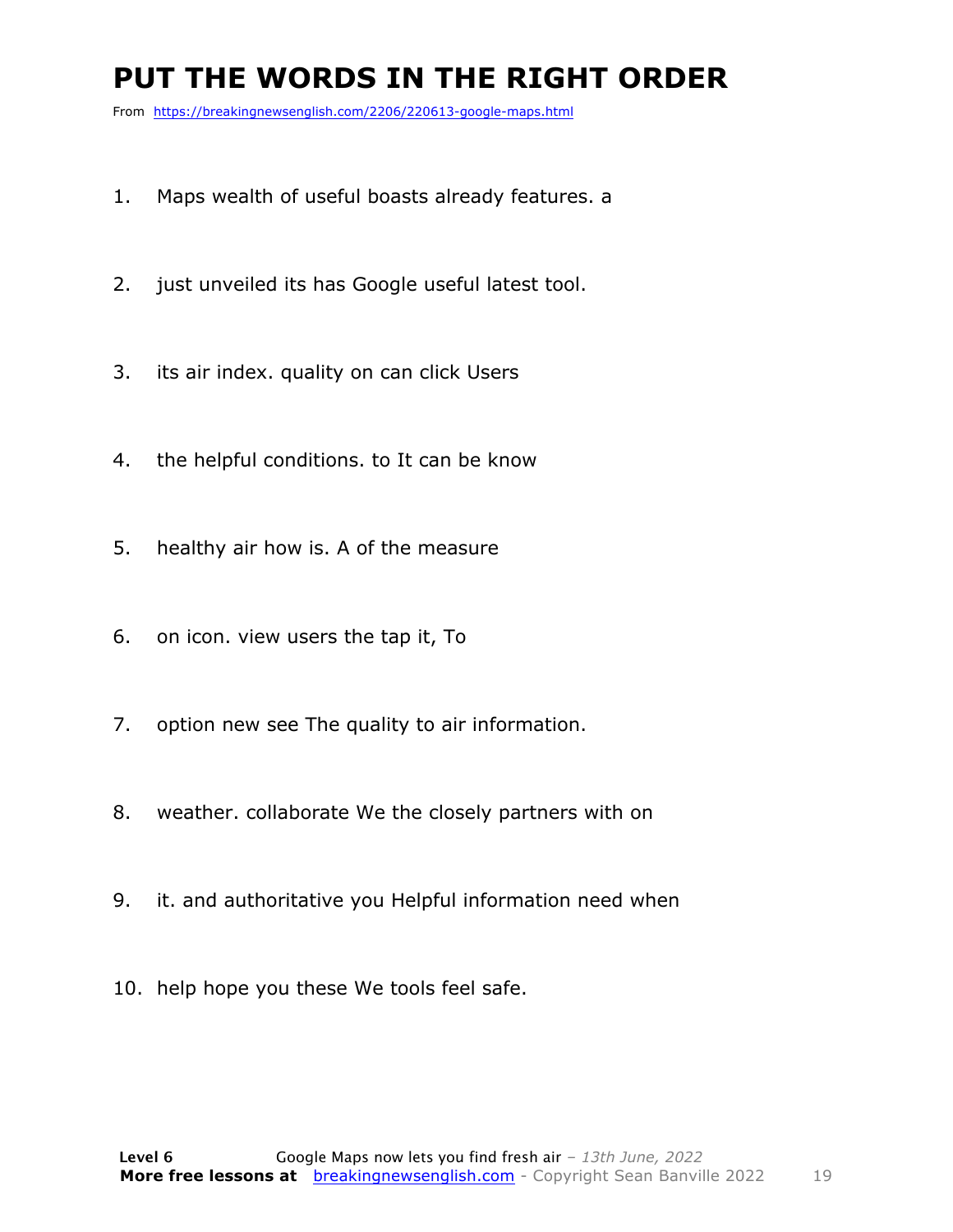# PUT THE WORDS IN THE RIGHT ORDER

From https://breakingnewsenglish.com/2206/220613-google-maps.html

1. Maps wealth of useful boasts already features. a

2. just unveiled its has Google useful latest tool.

3. its air index. quality on can click Users

4. the helpful conditions. to It can be know

5. healthy air how is. A of the measure

6. on icon. view users the tap it, To

7. option new see The quality to air information.

8. weather. collaborate We the closely partners with on

9. it. and authoritative you Helpful information need when

10. help hope you these We tools feel safe.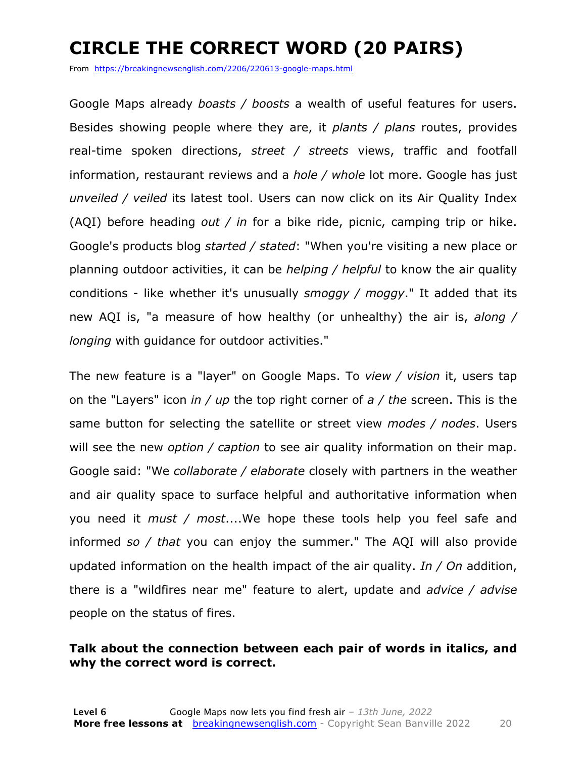# CIRCLE THE CORRECT WORD (20 PAIRS)

From https://breakingnewsenglish.com/2206/220613-google-maps.html

Google Maps already *boasts / boosts* a wealth of useful features for users. Besides showing people where they are, it *plants / plans* routes, provides real-time spoken directions, *street / streets* views, traffic and footfall information, restaurant reviews and a *hole / whole* lot more. Google has just *unveiled / veiled* its latest tool. Users can now click on its Air Quality Index (AQI) before heading *out / in* for a bike ride, picnic, camping trip or hike. Google's products blog *started / stated*: "When you're visiting a new place or planning outdoor activities, it can be *helping / helpful* to know the air quality conditions - like whether it's unusually *smoggy / moggy*." It added that its new AQI is, "a measure of how healthy (or unhealthy) the air is, *along / longing* with guidance for outdoor activities."

The new feature is a "layer" on Google Maps. To *view / vision* it, users tap on the "Layers" icon *in / up* the top right corner of *a / the* screen. This is the same button for selecting the satellite or street view *modes / nodes*. Users will see the new *option / caption* to see air quality information on their map. Google said: "We *collaborate / elaborate* closely with partners in the weather and air quality space to surface helpful and authoritative information when you need it *must / most*....We hope these tools help you feel safe and informed *so / that* you can enjoy the summer." The AQI will also provide updated information on the health impact of the air quality. *In / On* addition, there is a "wildfires near me" feature to alert, update and *advice / advise* people on the status of fires.

**Talk about the connection between each pair of words in italics, and why the correct word is correct.**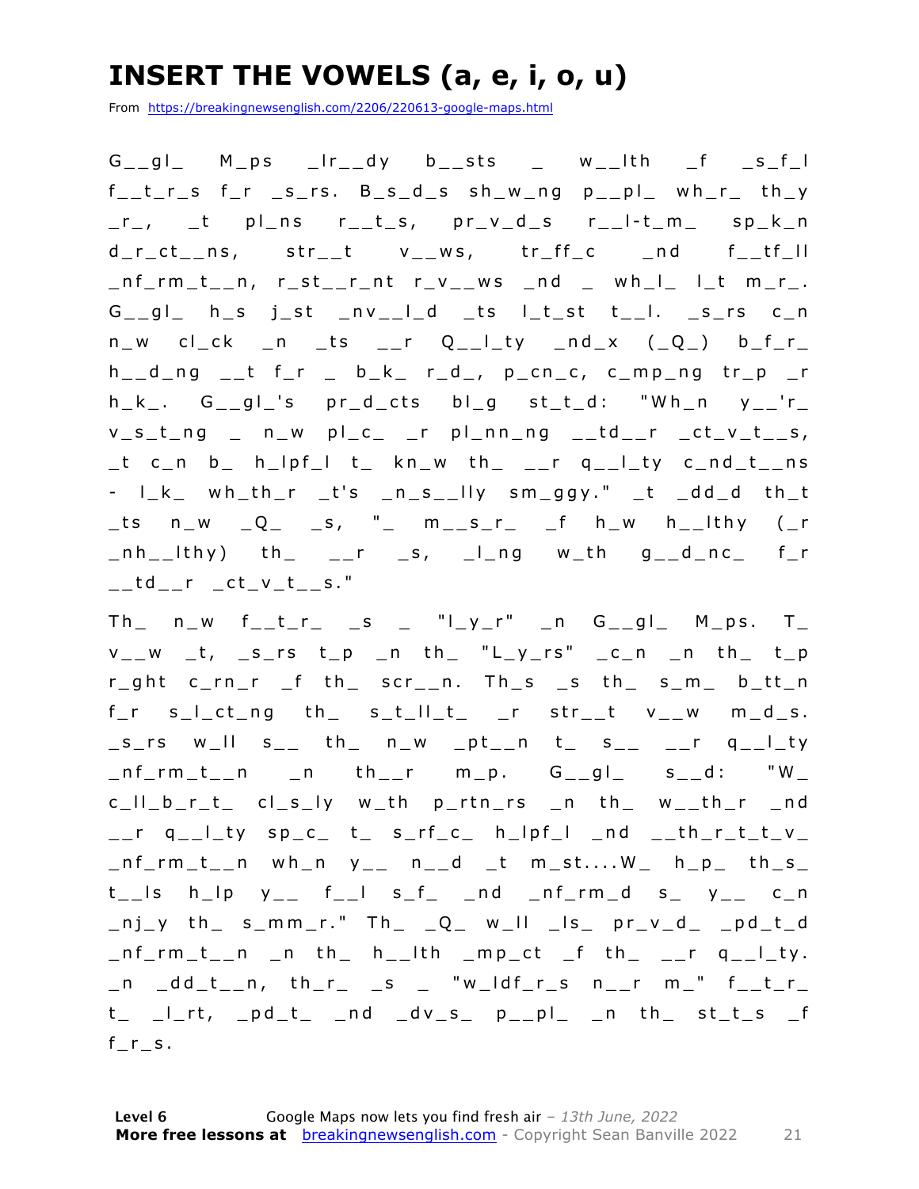# INSERT THE VOWELS (a, e, i, o, u)

From https://breakingnewsenglish.com/2206/220613-google-maps.html

G__gl_ M_ps _lr__dy b__sts _ w__lth _f _s_f_l f__t_r_s f_r _s_rs. B_s_d_s sh_w_ng p__pl_ wh_r_ th_y _r_, _t pl_ns r__t_s, pr_v_d_s r__l-t_m_ sp_k_n d_r_ct__ns, str__t v__ws, tr_ff_c _nd f__tf_ll _nf_rm_t__n, r_st__r_nt r_v__ws _nd _ wh_l_ l_t m_r_. G__gl_ h_s j_st _nv__l_d _ts l_t_st t__l. _s_rs c_n n_w cl_ck _n _ts __r Q__l_ty _nd_x (_Q_) b_f_r_ h__d_ng __t f_r _ b_k_ r_d_, p_cn_c, c_mp_ng tr_p _r h_k_. G__gl_'s pr_d_cts bl_g st_t_d: "Wh_n y__'r_ v_s_t_ng _ n_w pl_c_ _r pl_nn_ng __td__r _ct_v_t__s, _t c_n b_ h_lpf_l t_ kn_w th_ __r q__l_ty c_nd_t__ns - l_k_ wh_th_r _t's _n_s__lly sm_ggy." _t _dd_d th_t _ts n_w _Q_ _s, "_ m__s_r_ _f h_w h__lthy (_r _nh__lthy) th_ __r _s, _l_ng w_th g__d_nc_ f_r __td__r _ct_v_t__s."

Th_ n_w f__t_r_ _s _ "l_y_r" _n G__gl_ M_ps. T_ v__w _t, _s_rs t_p _n th_ "L_y_rs" _c_n _n th_ t_p r_ght c_rn_r _f th_ scr__n. Th_s _s th_ s_m_ b_tt_n f_r s_l_ct_ng th_ s_t_ll_t_ _r str__t v__w m_d_s. _s_rs w_ll s__ th_ n_w _pt__n t_ s__ __r q__l_ty _nf_rm_t__n _n th__r m_p. G__gl_ s__d: "W_ c_ll_b_r_t_ cl_s_ly w_th p_rtn_rs _n th_ w__th_r _nd __r q__l_ty sp_c_ t_ s_rf_c_ h_lpf_l _nd __th_r_t_t_v_ _nf_rm_t__n wh_n y__ n__d _t m_st....W_ h_p_ th_s_ t__ls h_lp y__ f__l s_f_ _nd _nf_rm_d s_ y__ c_n _nj_y th_ s_mm_r." Th_ _Q_ w_ll _ls_ pr_v_d_ _pd_t_d _nf_rm_t__n _n th_ h__lth _mp_ct _f th_ __r q__l_ty. _n _dd_t__n, th_r_ _s _ "w_ldf_r_s n__r m_" f__t_r_ t_ _l_rt, _pd_t_ _nd _dv_s_ p__pl_ _n th_ st_t_s _f f_r_s.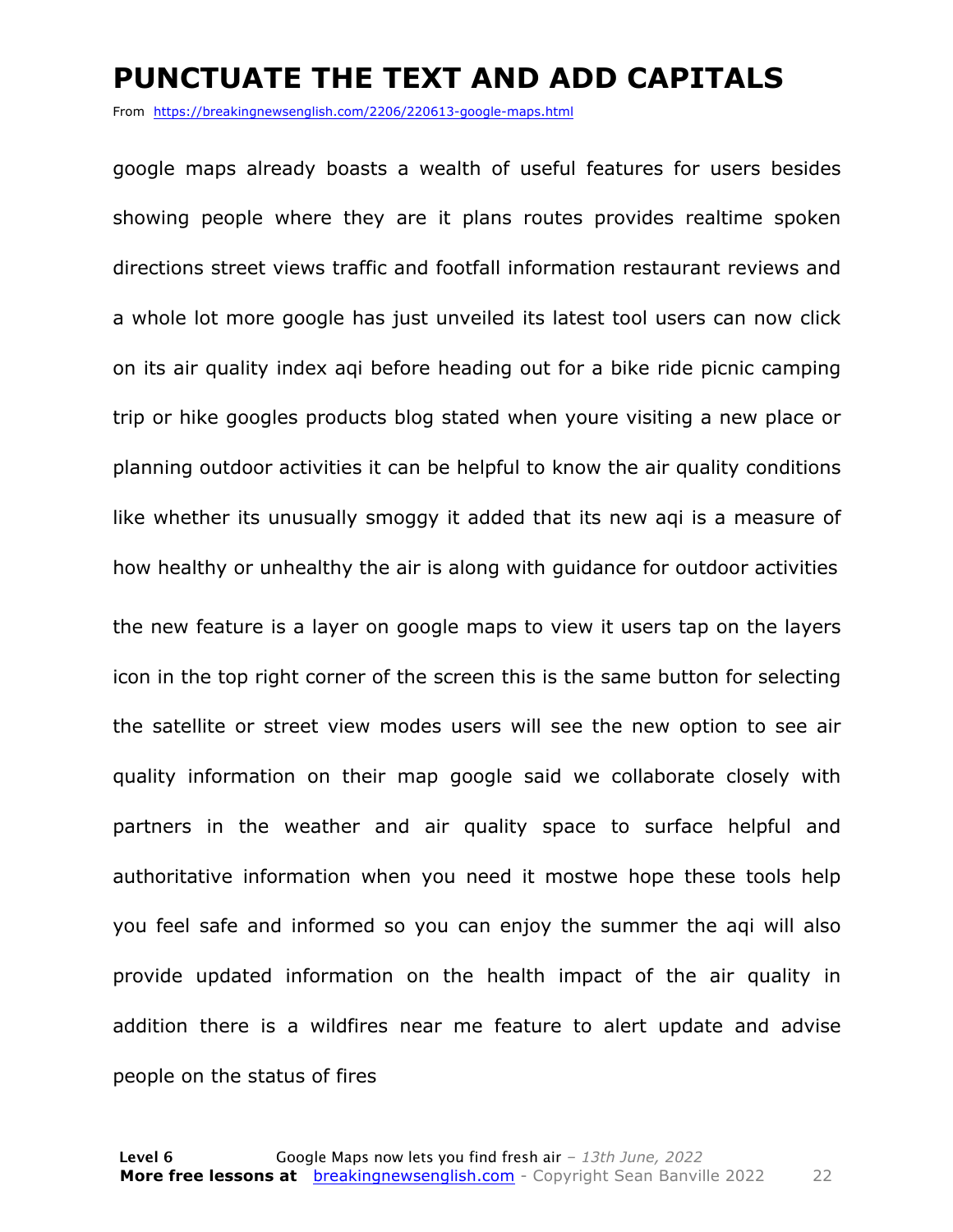# PUNCTUATE THE TEXT AND ADD CAPITALS

From https://breakingnewsenglish.com/2206/220613-google-maps.html

google maps already boasts a wealth of useful features for users besides showing people where they are it plans routes provides realtime spoken directions street views traffic and footfall information restaurant reviews and a whole lot more google has just unveiled its latest tool users can now click on its air quality index aqi before heading out for a bike ride picnic camping trip or hike googles products blog stated when youre visiting a new place or planning outdoor activities it can be helpful to know the air quality conditions like whether its unusually smoggy it added that its new aqi is a measure of how healthy or unhealthy the air is along with guidance for outdoor activities

the new feature is a layer on google maps to view it users tap on the layers icon in the top right corner of the screen this is the same button for selecting the satellite or street view modes users will see the new option to see air quality information on their map google said we collaborate closely with partners in the weather and air quality space to surface helpful and authoritative information when you need it mostwe hope these tools help you feel safe and informed so you can enjoy the summer the aqi will also provide updated information on the health impact of the air quality in addition there is a wildfires near me feature to alert update and advise people on the status of fires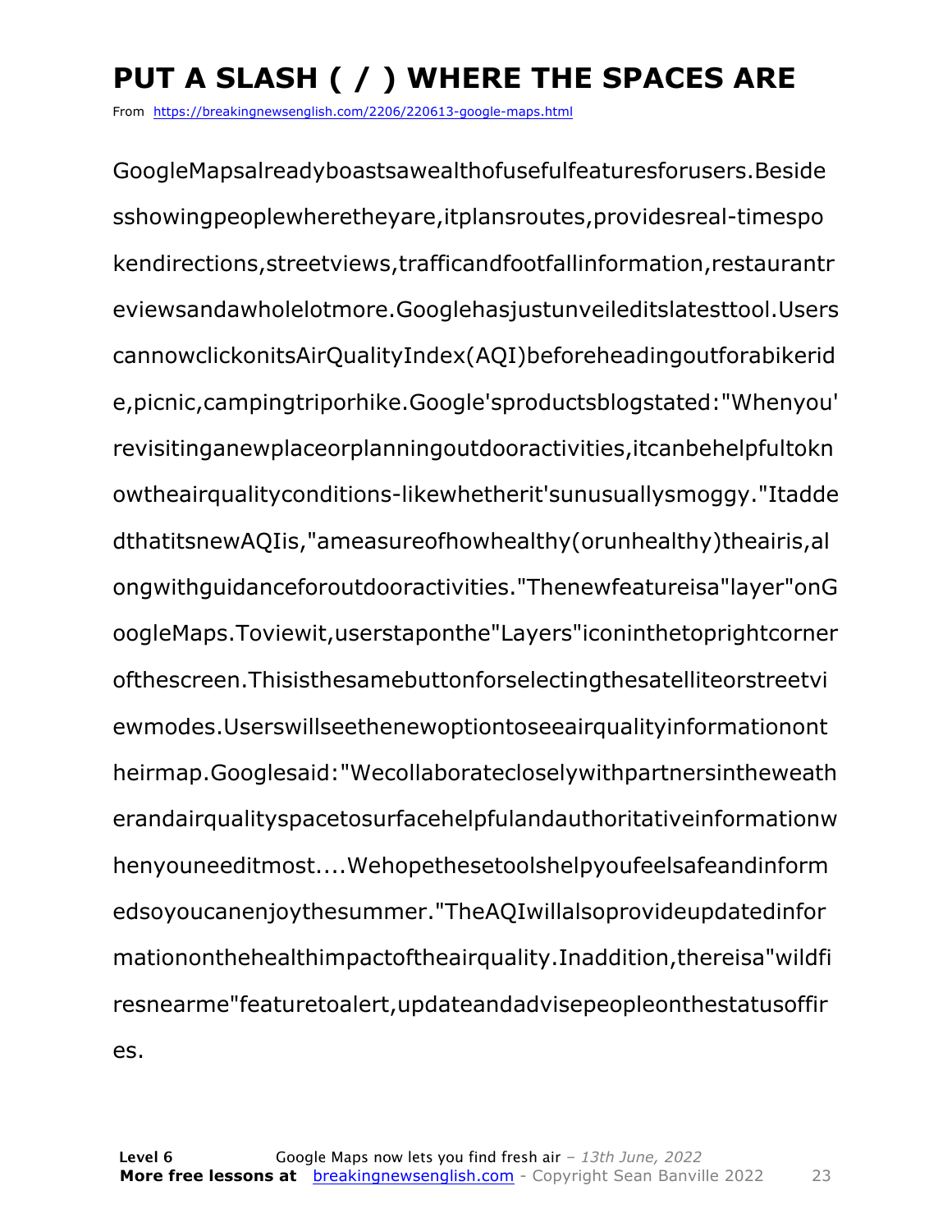# PUT A SLASH ( / ) WHERE THE SPACES ARE

From https://breakingnewsenglish.com/2206/220613-google-maps.html

GoogleMapsalreadyboastsawealthofusefulfeaturesforusers.Beside sshowingpeoplewheretheyare,itplansroutes,providesreal-timespo kendirections,streetviews,trafficandfootfallinformation,restaurantr eviewsandawholelotmore.Googlehasjustunveileditslatesttool.Users cannowclickonitsAirQualityIndex(AQI)beforeheadingoutforabikerid e,picnic,campingtriporhike.Google'sproductsblogstated:"Whenyou' revisitinganewplaceorplanningoutdooractivities,itcanbehelpfultokn owtheairqualityconditions-likewhetherit'sunusuallysmoggy."Itadde dthatitsnewAQIis,"ameasureofhowhealthy(orunhealthy)theairis,al ongwithguidanceforoutdooractivities."Thenewfeatureisa"layer"onG oogleMaps.Toviewit,userstaponthe"Layers"iconinthetoprightcorner ofthescreen.Thisisthesamebuttonforselectingthesatelliteorstreetvi ewmodes.Userswillseethenewoptiontoseeairqualityinformationont heirmap.Googlesaid:"Wecollaboratecloselywithpartnersintheweath erandairqualityspacetosurfacehelpfulandauthoritativeinformationw henyouneeditmost....Wehopethesetoolshelpyoufeelsafeandinform edsoyoucanenjoythesummer."TheAQIwillalsoprovideupdatedinfor mationonthehealthimpactoftheairquality.Inaddition,thereisa"wildfi resnearme"featuretoalert,updateandadvisepeopleonthestatusoffir es.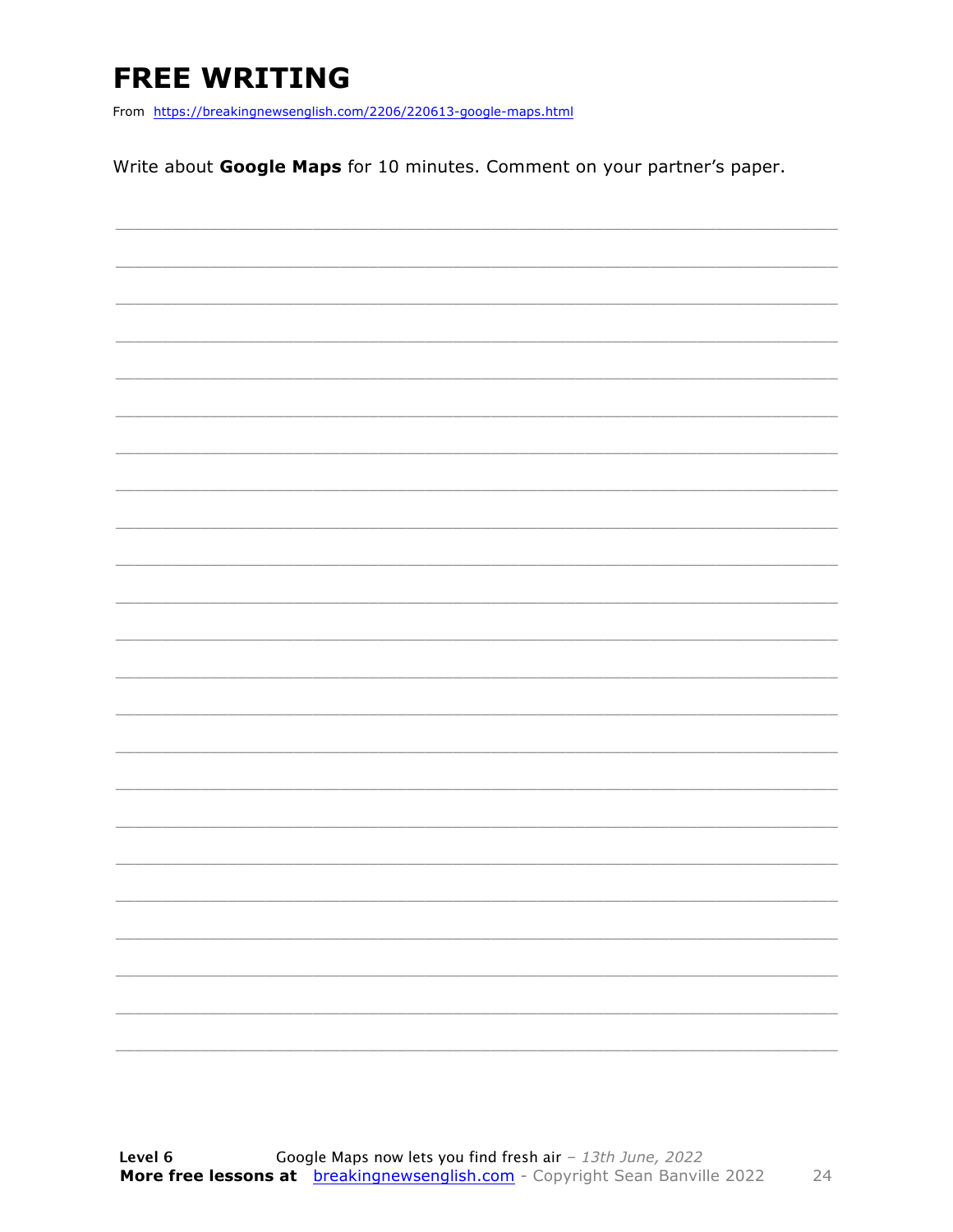# FREE WRITING

From https://breakingnewsenglish.com/2206/220613-google-maps.html

Write about **Google Maps** for 10 minutes. Comment on your partner's paper.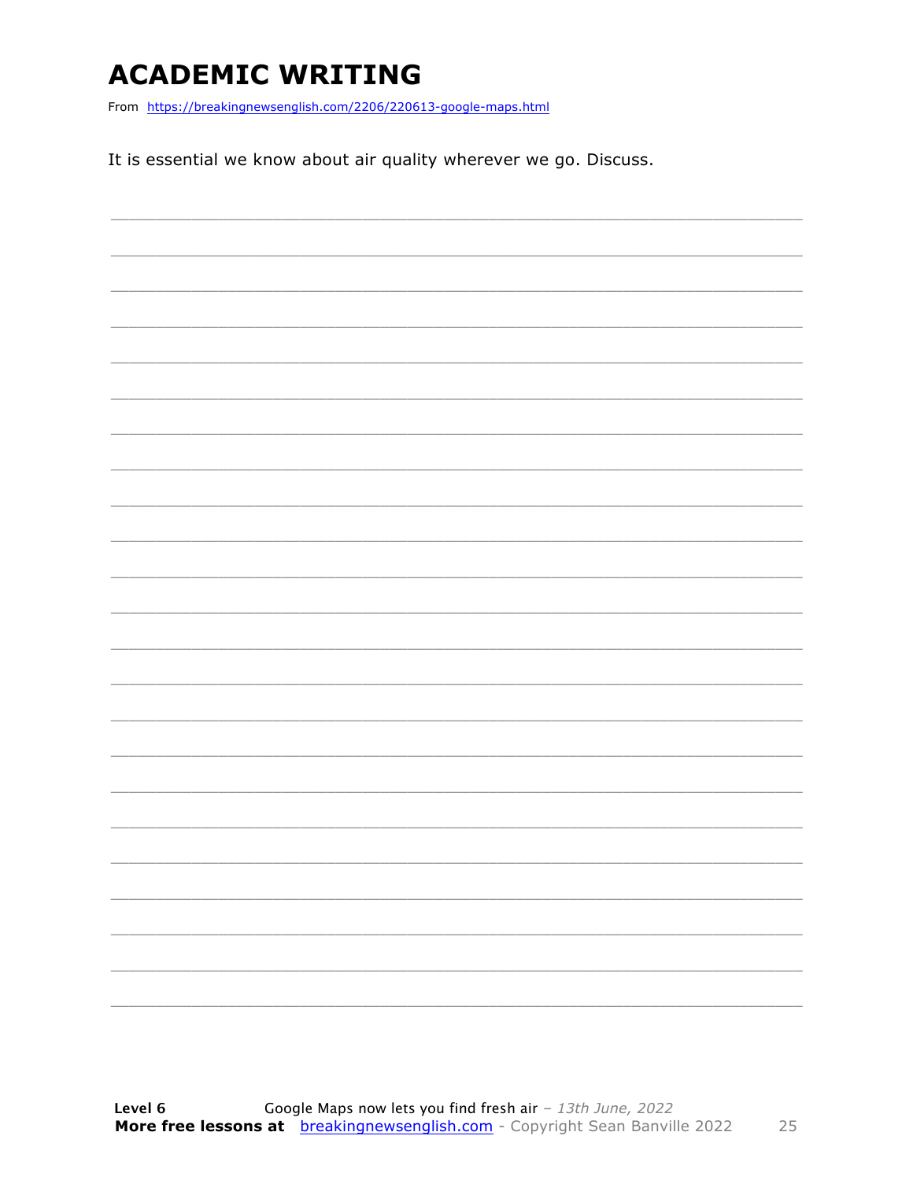# ACADEMIC WRITING

From https://breakingnewsenglish.com/2206/220613-google-maps.html

It is essential we know about air quality wherever we go. Discuss.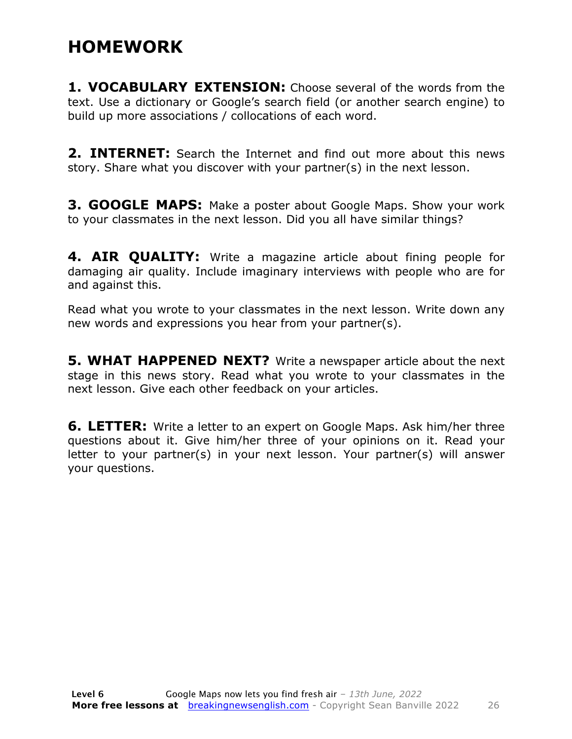# HOMEWORK

**1. VOCABULARY EXTENSION:** Choose several of the words from the text. Use a dictionary or Google's search field (or another search engine) to build up more associations / collocations of each word.

**2. INTERNET:** Search the Internet and find out more about this news story. Share what you discover with your partner(s) in the next lesson.

**3. GOOGLE MAPS:** Make a poster about Google Maps. Show your work to your classmates in the next lesson. Did you all have similar things?

**4. AIR QUALITY:** Write a magazine article about fining people for damaging air quality. Include imaginary interviews with people who are for and against this.

Read what you wrote to your classmates in the next lesson. Write down any new words and expressions you hear from your partner(s).

**5. WHAT HAPPENED NEXT?** Write a newspaper article about the next stage in this news story. Read what you wrote to your classmates in the next lesson. Give each other feedback on your articles.

**6. LETTER:** Write a letter to an expert on Google Maps. Ask him/her three questions about it. Give him/her three of your opinions on it. Read your letter to your partner(s) in your next lesson. Your partner(s) will answer your questions.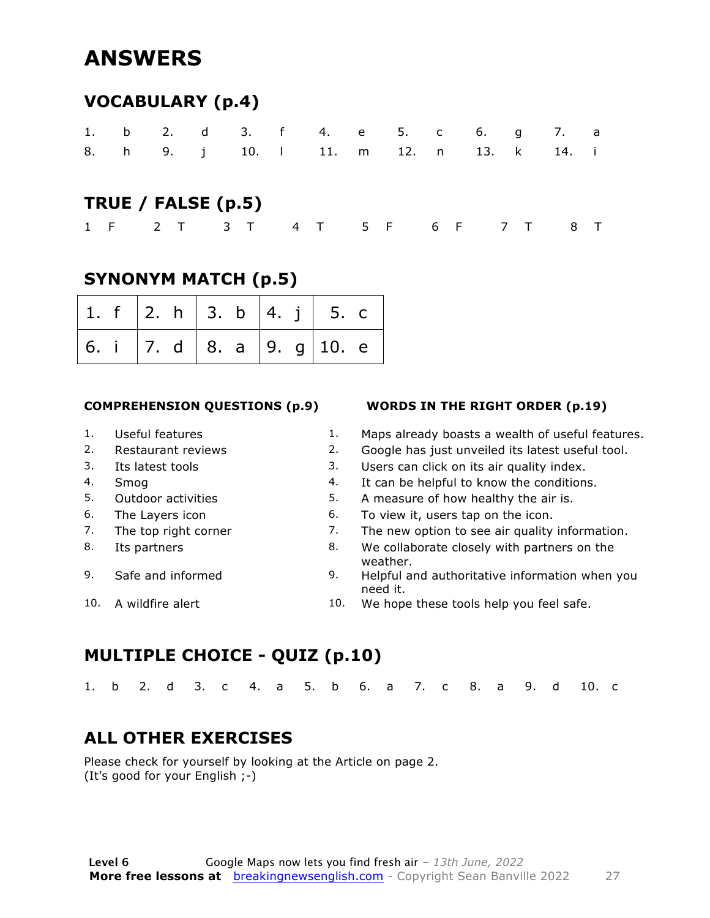# ANSWERS

## VOCABULARY (p.4)

| | | | | | | | | | | | | | |
|---|---|---|---|---|---|---|---|---|---|---|---|---|---|
| 1. | b | 2. | d | 3. | f | 4. | e | 5. | c | 6. | g | 7. | a |
| 8. | h | 9. | j | 10. | l | 11. | m | 12. | n | 13. | k | 14. | i |

## TRUE / FALSE (p.5)

1 F 2 T 3 T 4 T 5 F 6 F 7 T 8 T

## SYNONYM MATCH (p.5)

| | | | | |
|---|---|---|---|---|
| 1. f | 2. h | 3. b | 4. j | 5. c |
| 6. i | 7. d | 8. a | 9. g | 10. e |

**COMPREHENSION QUESTIONS (p.9)**

1. Useful features
2. Restaurant reviews
3. Its latest tools
4. Smog
5. Outdoor activities
6. The Layers icon
7. The top right corner
8. Its partners
9. Safe and informed
10. A wildfire alert

**WORDS IN THE RIGHT ORDER (p.19)**

1. Maps already boasts a wealth of useful features.
2. Google has just unveiled its latest useful tool.
3. Users can click on its air quality index.
4. It can be helpful to know the conditions.
5. A measure of how healthy the air is.
6. To view it, users tap on the icon.
7. The new option to see air quality information.
8. We collaborate closely with partners on the weather.
9. Helpful and authoritative information when you need it.
10. We hope these tools help you feel safe.

## MULTIPLE CHOICE - QUIZ (p.10)

1. b 2. d 3. c 4. a 5. b 6. a 7. c 8. a 9. d 10. c

## ALL OTHER EXERCISES

Please check for yourself by looking at the Article on page 2.
(It's good for your English ;-)